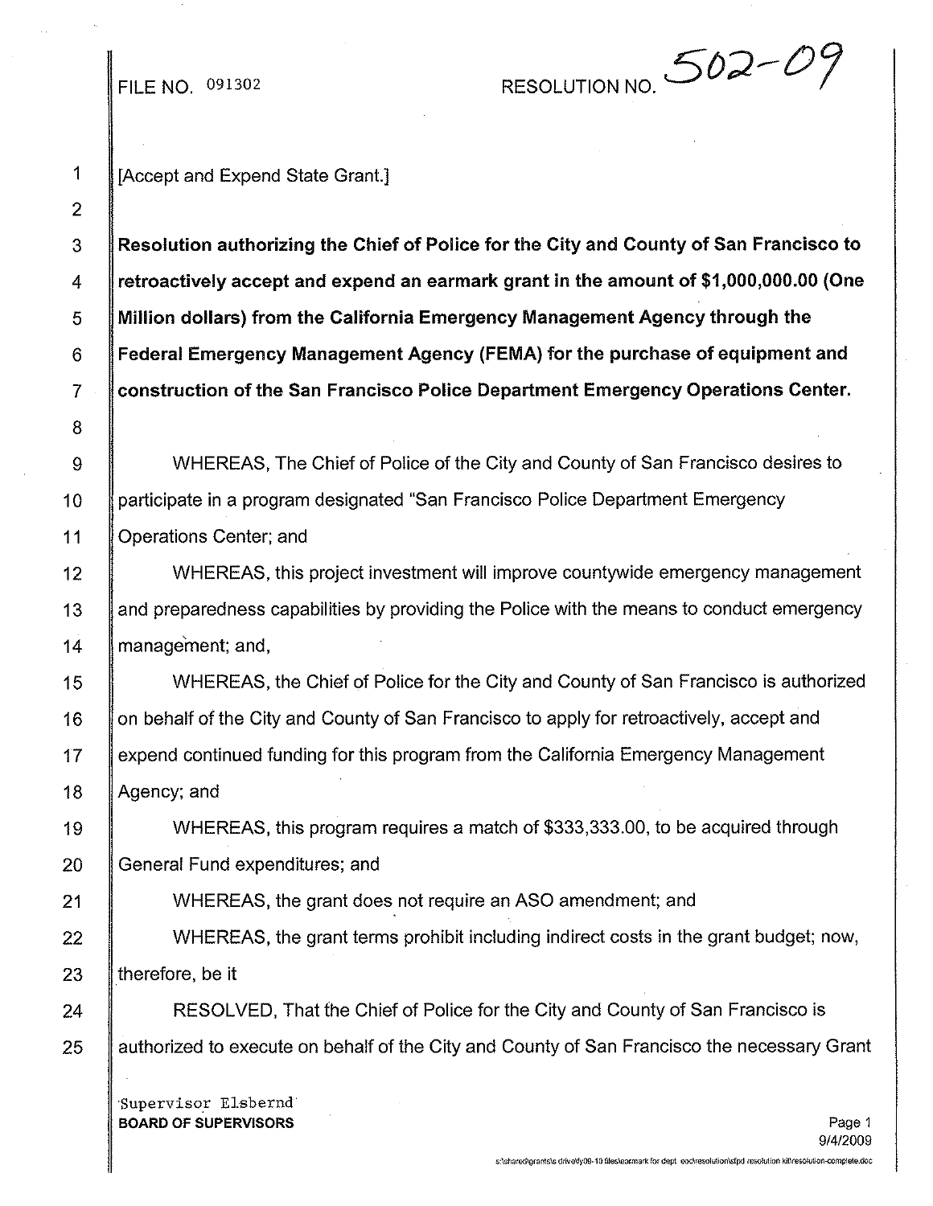FILE NO. 091302 RESOLUTION NO. 502-09

[Accept and Expend State Grant.]

**Resolution authorizing the Chief of Police for the City and County of San Francisco to retroactively accept and expend an earmark grant in the amount of $1,000,000.00 (One Million dollars) from the California Emergency Management Agency through the Federal Emergency Management Agency (FEMA) for the purchase of equipment and construction of the San Francisco Police Department Emergency Operations Center.**

WHEREAS, The Chief of Police of the City and County of San Francisco desires to participate in a program designated "San Francisco Police Department Emergency Operations Center; and

WHEREAS, this project investment will improve countywide emergency management and preparedness capabilities by providing the Police with the means to conduct emergency management; and,

WHEREAS, the Chief of Police for the City and County of San Francisco is authorized on behalf of the City and County of San Francisco to apply for retroactively, accept and expend continued funding for this program from the California Emergency Management Agency; and

WHEREAS, this program requires a match of $333,333.00, to be acquired through General Fund expenditures; and

WHEREAS, the grant does not require an ASO amendment; and

WHEREAS, the grant terms prohibit including indirect costs in the grant budget; now, therefore, be it

RESOLVED, That the Chief of Police for the City and County of San Francisco is authorized to execute on behalf of the City and County of San Francisco the necessary Grant

Supervisor Elsbernd
**BOARD OF SUPERVISORS**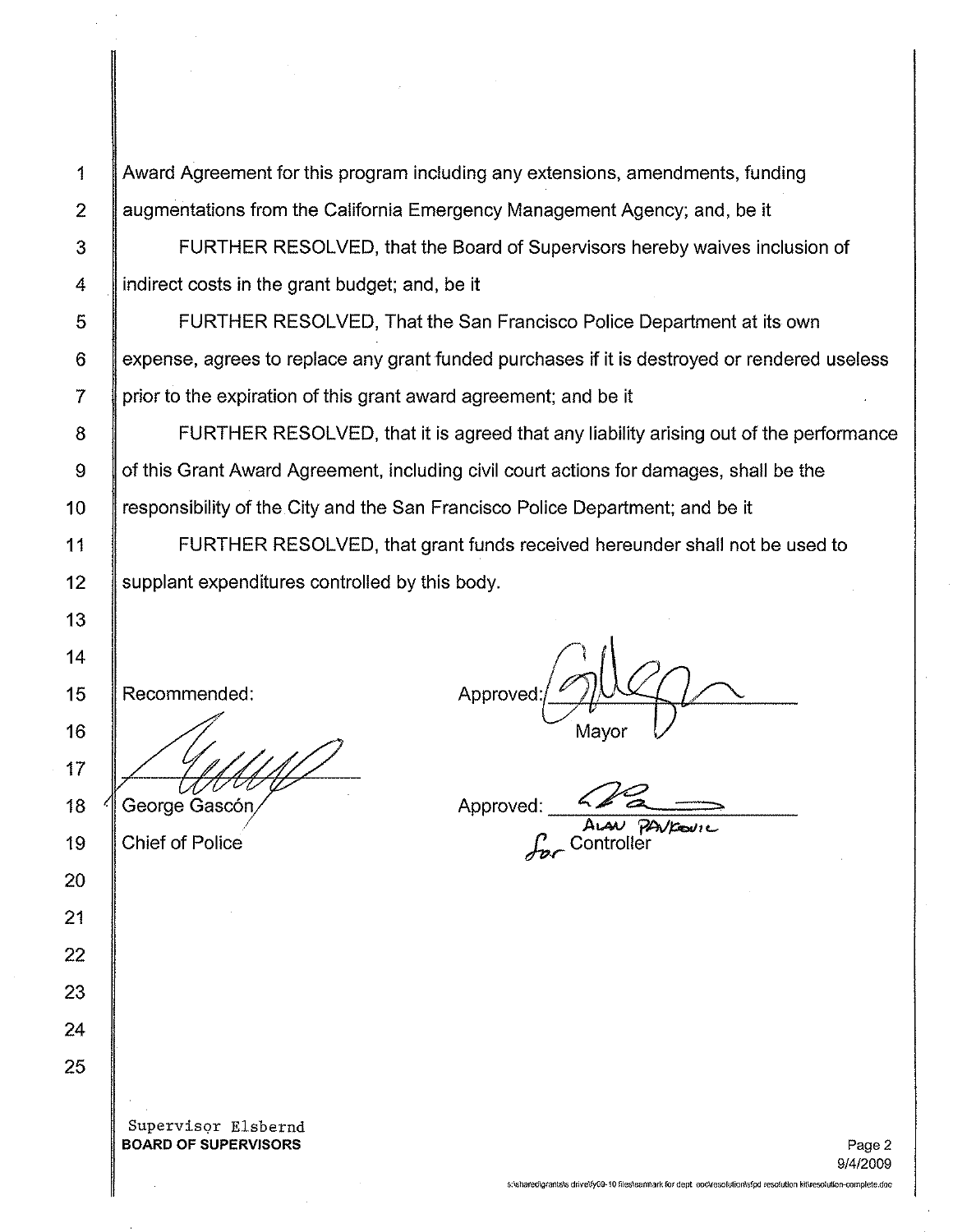Award Agreement for this program including any extensions, amendments, funding augmentations from the California Emergency Management Agency; and, be it

FURTHER RESOLVED, that the Board of Supervisors hereby waives inclusion of indirect costs in the grant budget; and, be it

FURTHER RESOLVED, That the San Francisco Police Department at its own expense, agrees to replace any grant funded purchases if it is destroyed or rendered useless prior to the expiration of this grant award agreement; and be it

FURTHER RESOLVED, that it is agreed that any liability arising out of the performance of this Grant Award Agreement, including civil court actions for damages, shall be the responsibility of the City and the San Francisco Police Department; and be it

FURTHER RESOLVED, that grant funds received hereunder shall not be used to supplant expenditures controlled by this body.

Recommended:

George Gascón
Chief of Police

Approved: ______________________
Mayor

Approved: ______________________
ALAN PAVKOVIC
for Controller

Supervisor Elsbernd
**BOARD OF SUPERVISORS**

9/4/2009

s:\shared\grants\s drive\fy09-10 files\earmark for dept. oce\resolution\sfpd resolution kit\resolution-complete.doc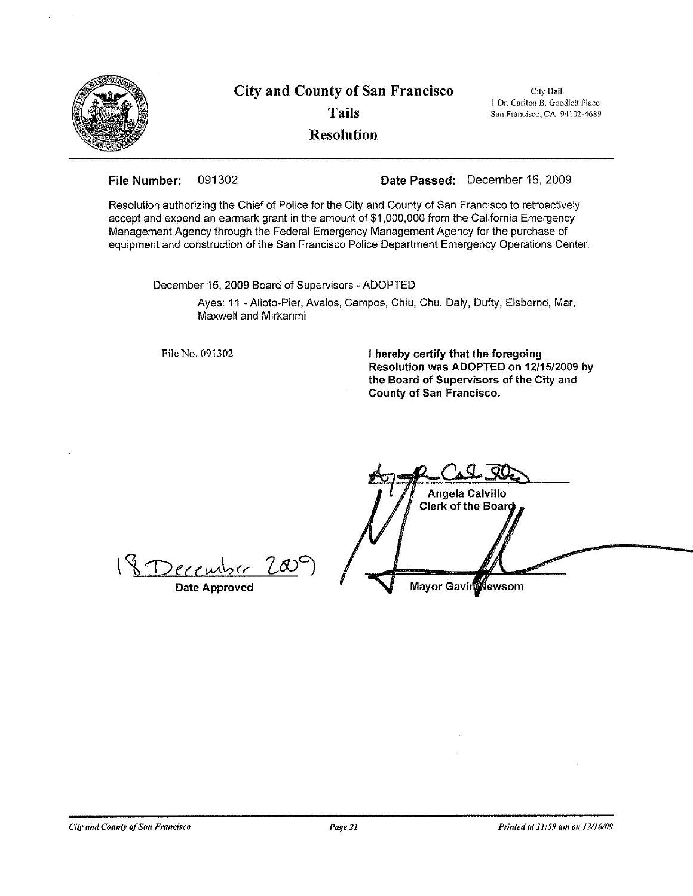# City and County of San Francisco

## Tails

## Resolution

City Hall
1 Dr. Carlton B. Goodlett Place
San Francisco, CA 94102-4689

**File Number:** 091302 **Date Passed:** December 15, 2009

Resolution authorizing the Chief of Police for the City and County of San Francisco to retroactively accept and expend an earmark grant in the amount of $1,000,000 from the California Emergency Management Agency through the Federal Emergency Management Agency for the purchase of equipment and construction of the San Francisco Police Department Emergency Operations Center.

December 15, 2009 Board of Supervisors - ADOPTED

Ayes: 11 - Alioto-Pier, Avalos, Campos, Chiu, Chu, Daly, Dufty, Elsbernd, Mar, Maxwell and Mirkarimi

File No. 091302

**I hereby certify that the foregoing Resolution was ADOPTED on 12/15/2009 by the Board of Supervisors of the City and County of San Francisco.**

**Angela Calvillo**
**Clerk of the Board**

18 December 2009
**Date Approved**

**Mayor Gavin Newsom**